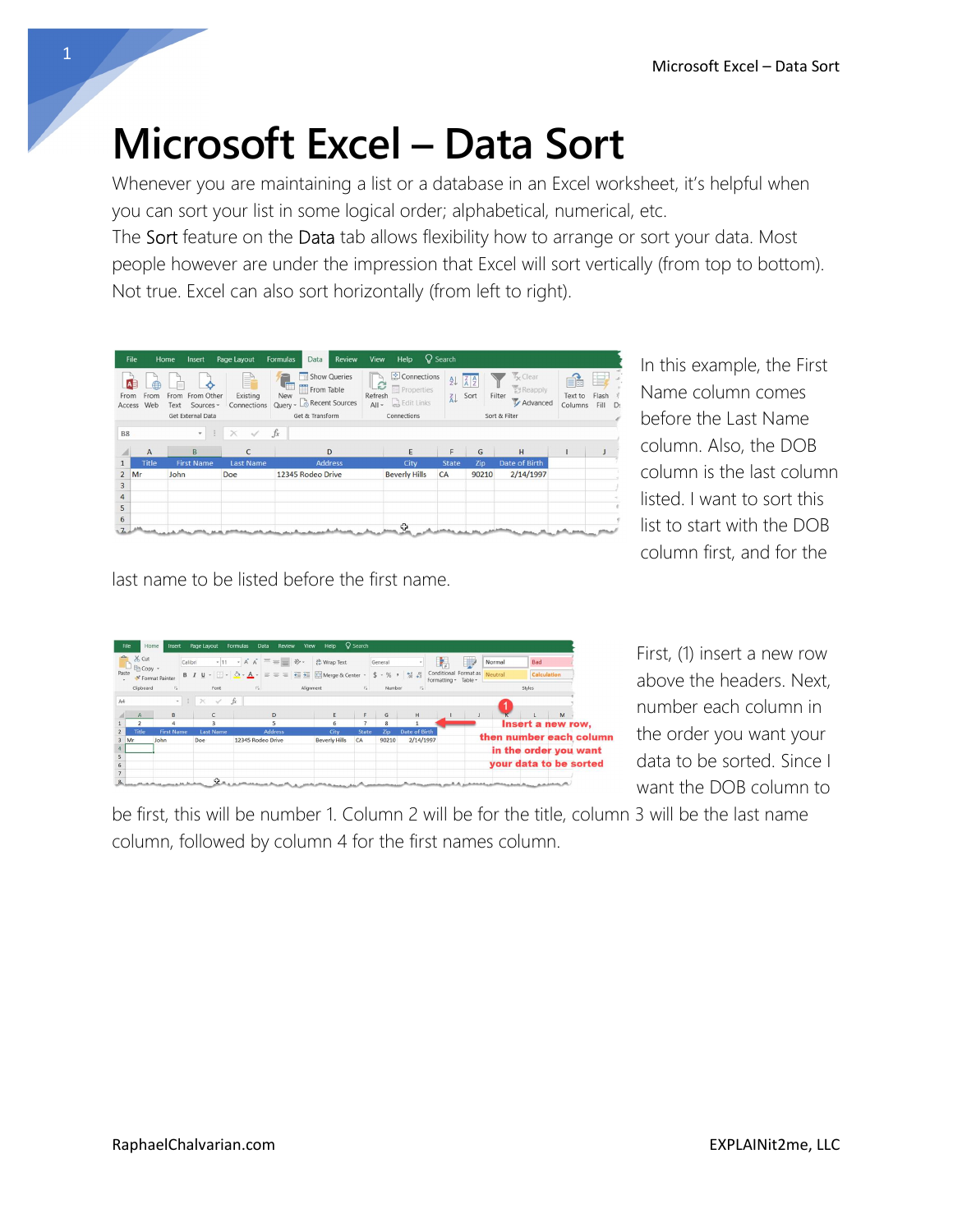# Microsoft Excel – Data Sort

Whenever you are maintaining a list or a database in an Excel worksheet, it's helpful when you can sort your list in some logical order; alphabetical, numerical, etc.

The Sort feature on the Data tab allows flexibility how to arrange or sort your data. Most people however are under the impression that Excel will sort vertically (from top to bottom). Not true. Excel can also sort horizontally (from left to right).

In this example, the First Name column comes before the Last Name column. Also, the DOB column is the last column listed. I want to sort this list to start with the DOB column first, and for the last name to be listed before the first name.

First, (1) insert a new row above the headers. Next, number each column in the order you want your data to be sorted. Since I want the DOB column to be first, this will be number 1. Column 2 will be for the title, column 3 will be the last name column, followed by column 4 for the first names column.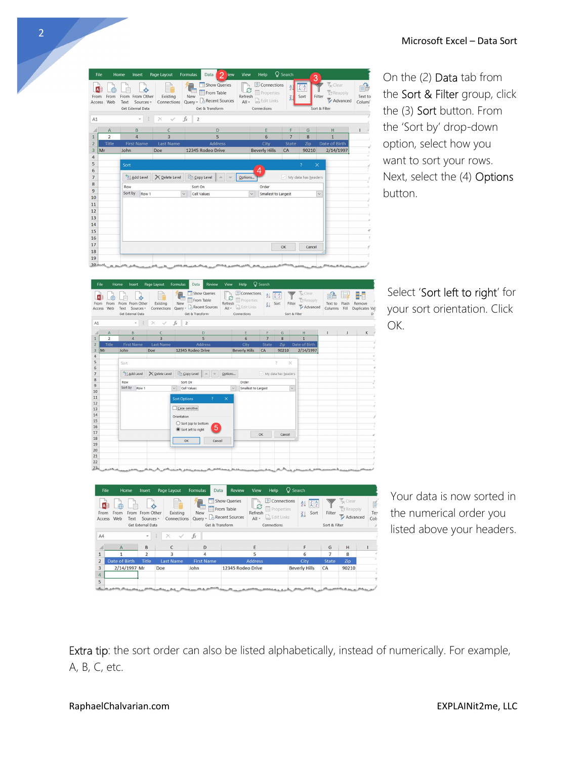On the (2) Data tab from the Sort & Filter group, click the (3) Sort button. From the 'Sort by' drop-down option, select how you want to sort your rows. Next, select the (4) Options button.

Select 'Sort left to right' for your sort orientation. Click OK.

Your data is now sorted in the numerical order you listed above your headers.

Extra tip: the sort order can also be listed alphabetically, instead of numerically. For example, A, B, C, etc.

RaphaelChalvarian.com

EXPLAINit2me, LLC